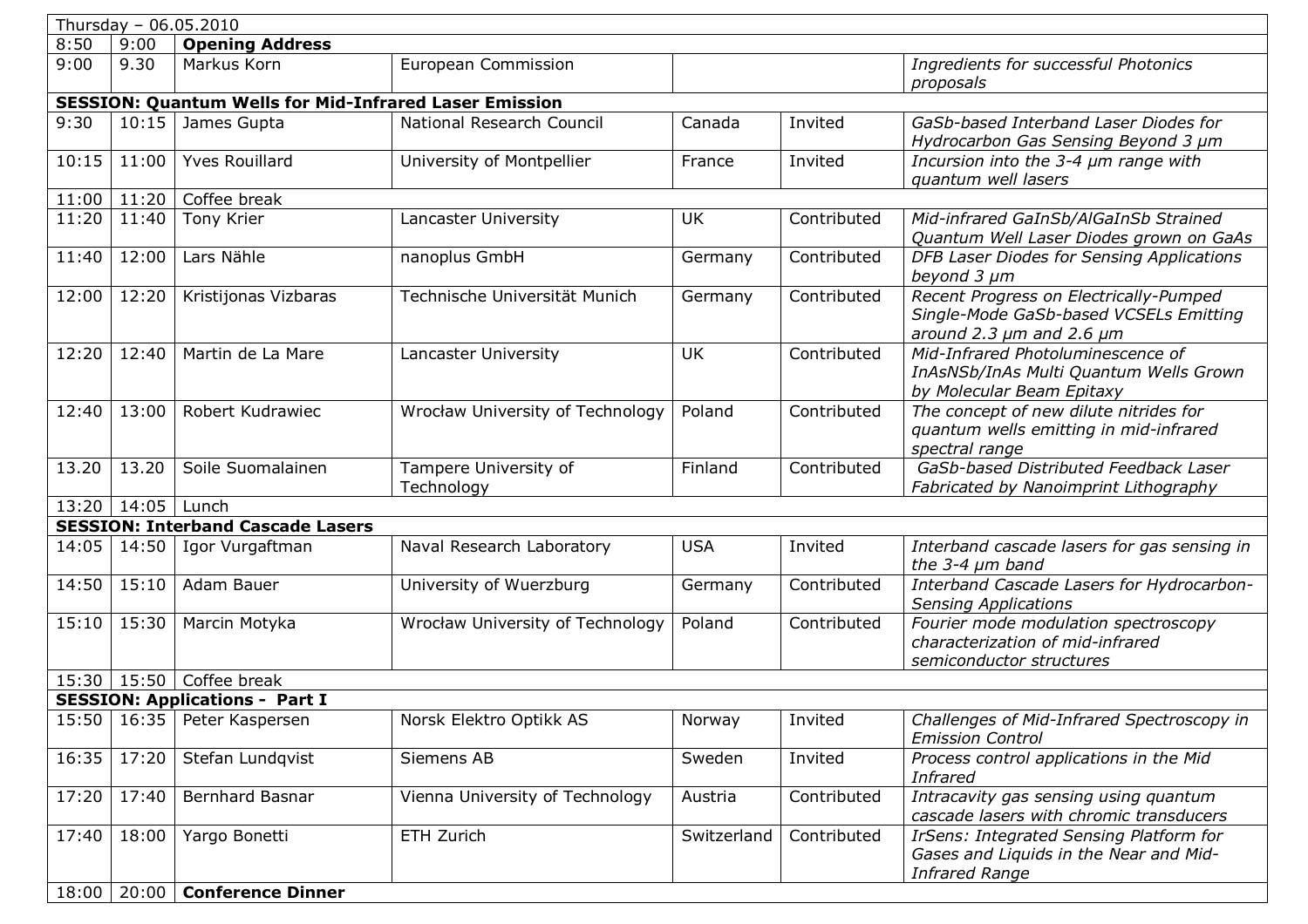| Thursday – 06.05.2010 | | | | | | |
|---|---|---|---|---|---|---|
| 8:50 | 9:00 | **Opening Address** | | | | |
| 9:00 | 9.30 | Markus Korn | European Commission | | | *Ingredients for successful Photonics proposals* |
| **SESSION: Quantum Wells for Mid-Infrared Laser Emission** | | | | | | |
| 9:30 | 10:15 | James Gupta | National Research Council | Canada | Invited | *GaSb-based Interband Laser Diodes for Hydrocarbon Gas Sensing Beyond 3 µm* |
| 10:15 | 11:00 | Yves Rouillard | University of Montpellier | France | Invited | *Incursion into the 3-4 µm range with quantum well lasers* |
| 11:00 | 11:20 | Coffee break | | | | |
| 11:20 | 11:40 | Tony Krier | Lancaster University | UK | Contributed | *Mid-infrared GaInSb/AlGaInSb Strained Quantum Well Laser Diodes grown on GaAs* |
| 11:40 | 12:00 | Lars Nähle | nanoplus GmbH | Germany | Contributed | *DFB Laser Diodes for Sensing Applications beyond 3 µm* |
| 12:00 | 12:20 | Kristijonas Vizbaras | Technische Universität Munich | Germany | Contributed | *Recent Progress on Electrically-Pumped Single-Mode GaSb-based VCSELs Emitting around 2.3 µm and 2.6 µm* |
| 12:20 | 12:40 | Martin de La Mare | Lancaster University | UK | Contributed | *Mid-Infrared Photoluminescence of InAsNSb/InAs Multi Quantum Wells Grown by Molecular Beam Epitaxy* |
| 12:40 | 13:00 | Robert Kudrawiec | Wrocław University of Technology | Poland | Contributed | *The concept of new dilute nitrides for quantum wells emitting in mid-infrared spectral range* |
| 13.20 | 13.20 | Soile Suomalainen | Tampere University of Technology | Finland | Contributed | *GaSb-based Distributed Feedback Laser Fabricated by Nanoimprint Lithography* |
| 13:20 | 14:05 | Lunch | | | | |
| **SESSION: Interband Cascade Lasers** | | | | | | |
| 14:05 | 14:50 | Igor Vurgaftman | Naval Research Laboratory | USA | Invited | *Interband cascade lasers for gas sensing in the 3-4 µm band* |
| 14:50 | 15:10 | Adam Bauer | University of Wuerzburg | Germany | Contributed | *Interband Cascade Lasers for Hydrocarbon-Sensing Applications* |
| 15:10 | 15:30 | Marcin Motyka | Wrocław University of Technology | Poland | Contributed | *Fourier mode modulation spectroscopy characterization of mid-infrared semiconductor structures* |
| 15:30 | 15:50 | Coffee break | | | | |
| **SESSION: Applications - Part I** | | | | | | |
| 15:50 | 16:35 | Peter Kaspersen | Norsk Elektro Optikk AS | Norway | Invited | *Challenges of Mid-Infrared Spectroscopy in Emission Control* |
| 16:35 | 17:20 | Stefan Lundqvist | Siemens AB | Sweden | Invited | *Process control applications in the Mid Infrared* |
| 17:20 | 17:40 | Bernhard Basnar | Vienna University of Technology | Austria | Contributed | *Intracavity gas sensing using quantum cascade lasers with chromic transducers* |
| 17:40 | 18:00 | Yargo Bonetti | ETH Zurich | Switzerland | Contributed | *IrSens: Integrated Sensing Platform for Gases and Liquids in the Near and Mid-Infrared Range* |
| 18:00 | 20:00 | **Conference Dinner** | | | | |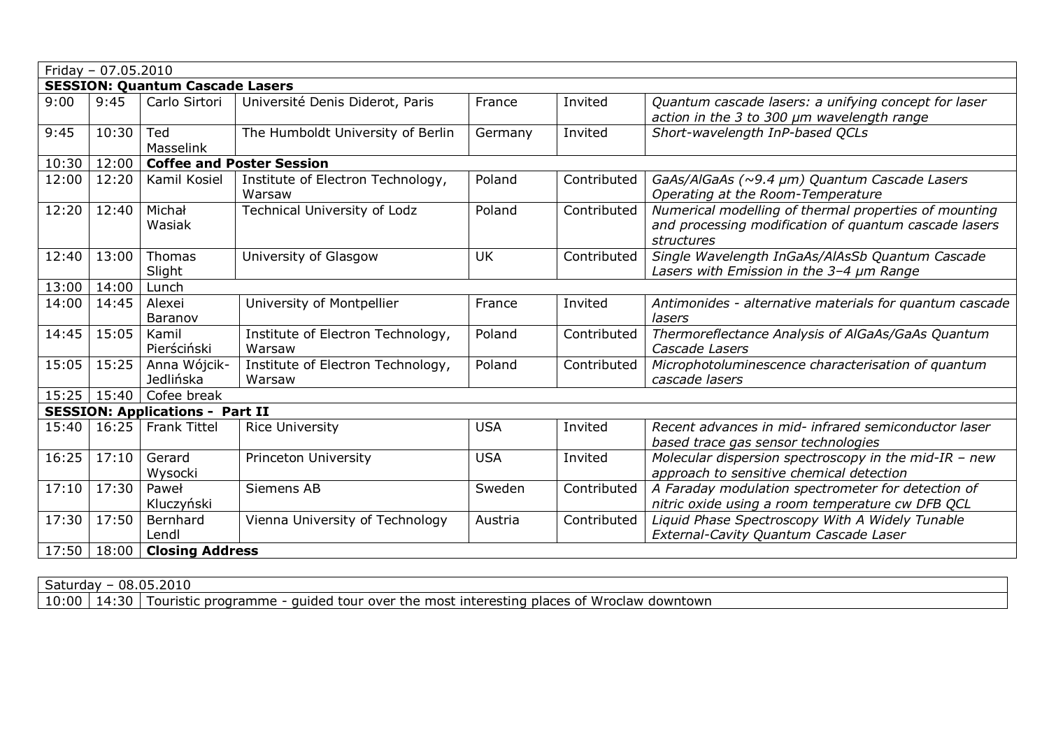| | | | | | | |
|---|---|---|---|---|---|---|
| Friday – 07.05.2010 | | | | | | |
| **SESSION: Quantum Cascade Lasers** | | | | | | |
| 9:00 | 9:45 | Carlo Sirtori | Université Denis Diderot, Paris | France | Invited | *Quantum cascade lasers: a unifying concept for laser action in the 3 to 300 μm wavelength range* |
| 9:45 | 10:30 | Ted Masselink | The Humboldt University of Berlin | Germany | Invited | *Short-wavelength InP-based QCLs* |
| 10:30 | 12:00 | **Coffee and Poster Session** | | | | |
| 12:00 | 12:20 | Kamil Kosiel | Institute of Electron Technology, Warsaw | Poland | Contributed | *GaAs/AlGaAs (~9.4 μm) Quantum Cascade Lasers Operating at the Room-Temperature* |
| 12:20 | 12:40 | Michał Wasiak | Technical University of Lodz | Poland | Contributed | *Numerical modelling of thermal properties of mounting and processing modification of quantum cascade lasers structures* |
| 12:40 | 13:00 | Thomas Slight | University of Glasgow | UK | Contributed | *Single Wavelength InGaAs/AlAsSb Quantum Cascade Lasers with Emission in the 3–4 μm Range* |
| 13:00 | 14:00 | Lunch | | | | |
| 14:00 | 14:45 | Alexei Baranov | University of Montpellier | France | Invited | *Antimonides - alternative materials for quantum cascade lasers* |
| 14:45 | 15:05 | Kamil Pierściński | Institute of Electron Technology, Warsaw | Poland | Contributed | *Thermoreflectance Analysis of AlGaAs/GaAs Quantum Cascade Lasers* |
| 15:05 | 15:25 | Anna Wójcik-Jedlińska | Institute of Electron Technology, Warsaw | Poland | Contributed | *Microphotoluminescence characterisation of quantum cascade lasers* |
| 15:25 | 15:40 | Cofee break | | | | |
| **SESSION: Applications - Part II** | | | | | | |
| 15:40 | 16:25 | Frank Tittel | Rice University | USA | Invited | *Recent advances in mid- infrared semiconductor laser based trace gas sensor technologies* |
| 16:25 | 17:10 | Gerard Wysocki | Princeton University | USA | Invited | *Molecular dispersion spectroscopy in the mid-IR – new approach to sensitive chemical detection* |
| 17:10 | 17:30 | Paweł Kluczyński | Siemens AB | Sweden | Contributed | *A Faraday modulation spectrometer for detection of nitric oxide using a room temperature cw DFB QCL* |
| 17:30 | 17:50 | Bernhard Lendl | Vienna University of Technology | Austria | Contributed | *Liquid Phase Spectroscopy With A Widely Tunable External-Cavity Quantum Cascade Laser* |
| 17:50 | 18:00 | **Closing Address** | | | | |

| | | |
|---|---|---|
| Saturday – 08.05.2010 | | |
| 10:00 | 14:30 | Touristic programme - guided tour over the most interesting places of Wroclaw downtown |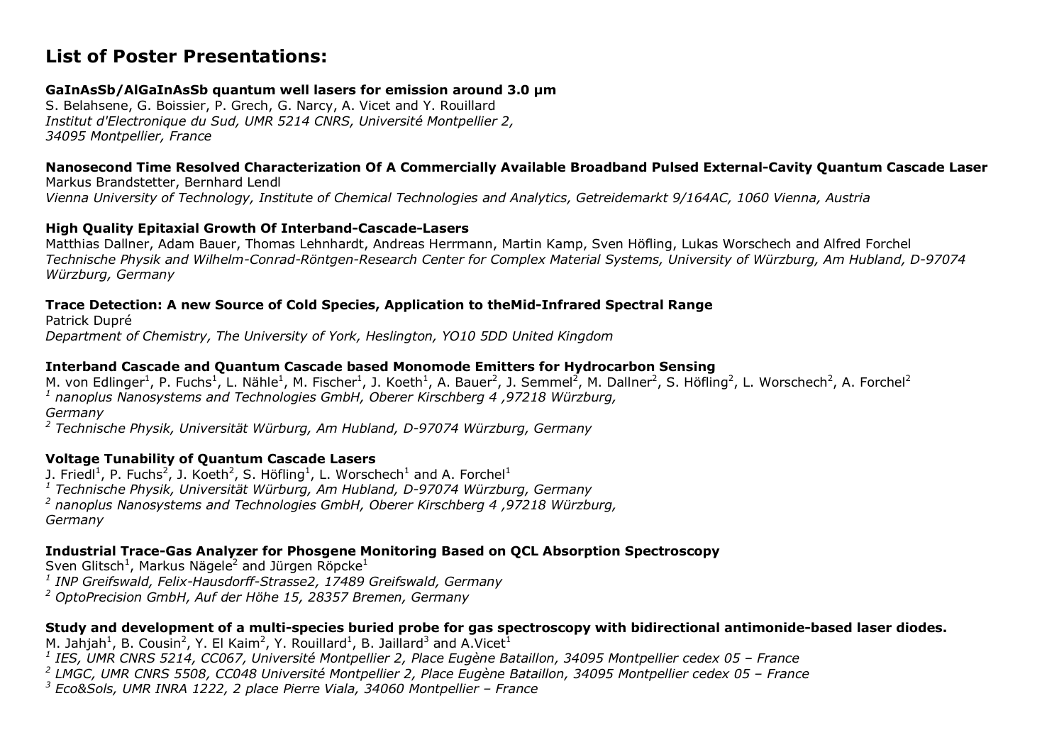# List of Poster Presentations:

### GaInAsSb/AlGaInAsSb quantum well lasers for emission around 3.0 µm

S. Belahsene, G. Boissier, P. Grech, G. Narcy, A. Vicet and Y. Rouillard
*Institut d'Electronique du Sud, UMR 5214 CNRS, Université Montpellier 2, 34095 Montpellier, France*

### Nanosecond Time Resolved Characterization Of A Commercially Available Broadband Pulsed External-Cavity Quantum Cascade Laser

Markus Brandstetter, Bernhard Lendl
*Vienna University of Technology, Institute of Chemical Technologies and Analytics, Getreidemarkt 9/164AC, 1060 Vienna, Austria*

### High Quality Epitaxial Growth Of Interband-Cascade-Lasers

Matthias Dallner, Adam Bauer, Thomas Lehnhardt, Andreas Herrmann, Martin Kamp, Sven Höfling, Lukas Worschech and Alfred Forchel
*Technische Physik and Wilhelm-Conrad-Röntgen-Research Center for Complex Material Systems, University of Würzburg, Am Hubland, D-97074 Würzburg, Germany*

### Trace Detection: A new Source of Cold Species, Application to theMid-Infrared Spectral Range

Patrick Dupré
*Department of Chemistry, The University of York, Heslington, YO10 5DD United Kingdom*

### Interband Cascade and Quantum Cascade based Monomode Emitters for Hydrocarbon Sensing

M. von Edlinger[1], P. Fuchs[1], L. Nähle[1], M. Fischer[1], J. Koeth[1], A. Bauer[2], J. Semmel[2], M. Dallner[2], S. Höfling[2], L. Worschech[2], A. Forchel[2]
[1] *nanoplus Nanosystems and Technologies GmbH, Oberer Kirschberg 4 ,97218 Würzburg, Germany*
[2] *Technische Physik, Universität Würburg, Am Hubland, D-97074 Würzburg, Germany*

### Voltage Tunability of Quantum Cascade Lasers

J. Friedl[1], P. Fuchs[2], J. Koeth[2], S. Höfling[1], L. Worschech[1] and A. Forchel[1]
[1] *Technische Physik, Universität Würburg, Am Hubland, D-97074 Würzburg, Germany*
[2] *nanoplus Nanosystems and Technologies GmbH, Oberer Kirschberg 4 ,97218 Würzburg, Germany*

### Industrial Trace-Gas Analyzer for Phosgene Monitoring Based on QCL Absorption Spectroscopy

Sven Glitsch[1], Markus Nägele[2] and Jürgen Röpcke[1]
[1] *INP Greifswald, Felix-Hausdorff-Strasse2, 17489 Greifswald, Germany*
[2] *OptoPrecision GmbH, Auf der Höhe 15, 28357 Bremen, Germany*

### Study and development of a multi-species buried probe for gas spectroscopy with bidirectional antimonide-based laser diodes.

M. Jahjah[1], B. Cousin[2], Y. El Kaim[2], Y. Rouillard[1], B. Jaillard[3] and A.Vicet[1]
[1] *IES, UMR CNRS 5214, CC067, Université Montpellier 2, Place Eugène Bataillon, 34095 Montpellier cedex 05 – France*
[2] *LMGC, UMR CNRS 5508, CC048 Université Montpellier 2, Place Eugène Bataillon, 34095 Montpellier cedex 05 – France*
[3] *Eco&Sols, UMR INRA 1222, 2 place Pierre Viala, 34060 Montpellier – France*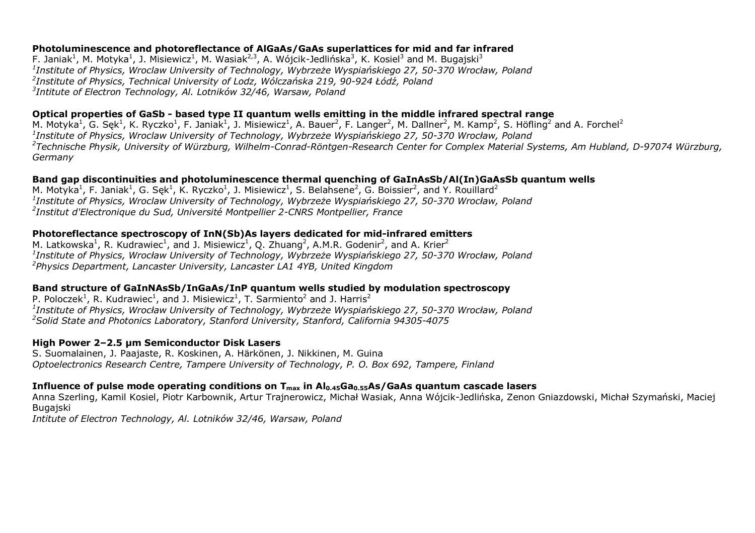**Photoluminescence and photoreflectance of AlGaAs/GaAs superlattices for mid and far infrared**
F. Janiak[1], M. Motyka[1], J. Misiewicz[1], M. Wasiak[2,3], A. Wójcik-Jedlińska[3], K. Kosiel[3] and M. Bugajski[3]
*[1]Institute of Physics, Wroclaw University of Technology, Wybrzeże Wyspiańskiego 27, 50-370 Wrocław, Poland*
*[2]Institute of Physics, Technical University of Lodz, Wólczańska 219, 90-924 Łódź, Poland*
*[3]Intitute of Electron Technology, Al. Lotników 32/46, Warsaw, Poland*

**Optical properties of GaSb - based type II quantum wells emitting in the middle infrared spectral range**
M. Motyka[1], G. Sęk[1], K. Ryczko[1], F. Janiak[1], J. Misiewicz[1], A. Bauer[2], F. Langer[2], M. Dallner[2], M. Kamp[2], S. Höfling[2] and A. Forchel[2]
*[1]Institute of Physics, Wroclaw University of Technology, Wybrzeże Wyspiańskiego 27, 50-370 Wrocław, Poland*
*[2]Technische Physik, University of Würzburg, Wilhelm-Conrad-Röntgen-Research Center for Complex Material Systems, Am Hubland, D-97074 Würzburg, Germany*

**Band gap discontinuities and photoluminescence thermal quenching of GaInAsSb/Al(In)GaAsSb quantum wells**
M. Motyka[1], F. Janiak[1], G. Sęk[1], K. Ryczko[1], J. Misiewicz[1], S. Belahsene[2], G. Boissier[2], and Y. Rouillard[2]
*[1]Institute of Physics, Wroclaw University of Technology, Wybrzeże Wyspiańskiego 27, 50-370 Wrocław, Poland*
*[2]Institut d'Electronique du Sud, Université Montpellier 2-CNRS Montpellier, France*

**Photoreflectance spectroscopy of InN(Sb)As layers dedicated for mid-infrared emitters**
M. Latkowska[1], R. Kudrawiec[1], and J. Misiewicz[1], Q. Zhuang[2], A.M.R. Godenir[2], and A. Krier[2]
*[1]Institute of Physics, Wrocław University of Technology, Wybrzeże Wyspiańskiego 27, 50-370 Wrocław, Poland*
*[2]Physics Department, Lancaster University, Lancaster LA1 4YB, United Kingdom*

**Band structure of GaInNAsSb/InGaAs/InP quantum wells studied by modulation spectroscopy**
P. Poloczek[1], R. Kudrawiec[1], and J. Misiewicz[1], T. Sarmiento[2] and J. Harris[2]
*[1]Institute of Physics, Wrocław University of Technology, Wybrzeże Wyspiańskiego 27, 50-370 Wrocław, Poland*
*[2]Solid State and Photonics Laboratory, Stanford University, Stanford, California 94305-4075*

**High Power 2–2.5 µm Semiconductor Disk Lasers**
S. Suomalainen, J. Paajaste, R. Koskinen, A. Härkönen, J. Nikkinen, M. Guina
*Optoelectronics Research Centre, Tampere University of Technology, P. O. Box 692, Tampere, Finland*

**Influence of pulse mode operating conditions on $T_{max}$ in $Al_{0.45}Ga_{0.55}As/GaAs$ quantum cascade lasers**
Anna Szerling, Kamil Kosiel, Piotr Karbownik, Artur Trajnerowicz, Michał Wasiak, Anna Wójcik-Jedlińska, Zenon Gniazdowski, Michał Szymański, Maciej Bugajski
*Intitute of Electron Technology, Al. Lotników 32/46, Warsaw, Poland*